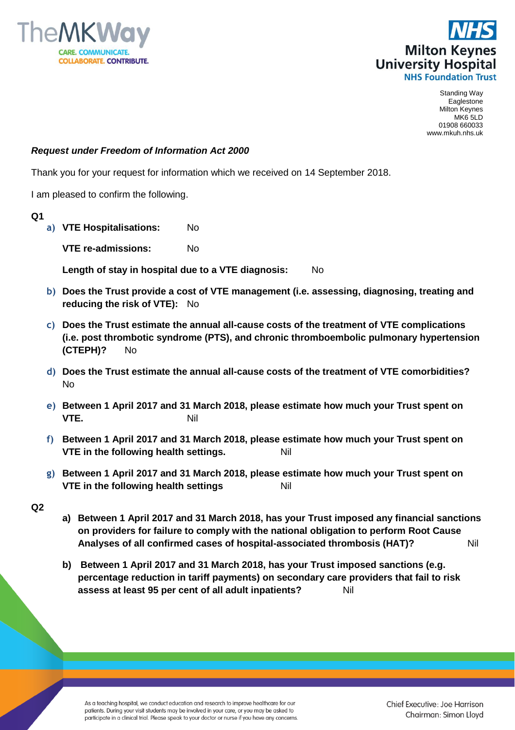TheMKWay
CARE. COMMUNICATE.
COLLABORATE. CONTRIBUTE.

NHS
Milton Keynes
University Hospital
NHS Foundation Trust

Standing Way
Eaglestone
Milton Keynes
MK6 5LD
01908 660033
www.mkuh.nhs.uk

***Request under Freedom of Information Act 2000***

Thank you for your request for information which we received on 14 September 2018.

I am pleased to confirm the following.

**Q1**

a) **VTE Hospitalisations:** No

   **VTE re-admissions:** No

   **Length of stay in hospital due to a VTE diagnosis:** No

b) **Does the Trust provide a cost of VTE management (i.e. assessing, diagnosing, treating and reducing the risk of VTE):** No

c) **Does the Trust estimate the annual all-cause costs of the treatment of VTE complications (i.e. post thrombotic syndrome (PTS), and chronic thromboembolic pulmonary hypertension (CTEPH)?** No

d) **Does the Trust estimate the annual all-cause costs of the treatment of VTE comorbidities?** No

e) **Between 1 April 2017 and 31 March 2018, please estimate how much your Trust spent on VTE.** Nil

f) **Between 1 April 2017 and 31 March 2018, please estimate how much your Trust spent on VTE in the following health settings.** Nil

g) **Between 1 April 2017 and 31 March 2018, please estimate how much your Trust spent on VTE in the following health settings** Nil

**Q2**

a) **Between 1 April 2017 and 31 March 2018, has your Trust imposed any financial sanctions on providers for failure to comply with the national obligation to perform Root Cause Analyses of all confirmed cases of hospital-associated thrombosis (HAT)?** Nil

b) **Between 1 April 2017 and 31 March 2018, has your Trust imposed sanctions (e.g. percentage reduction in tariff payments) on secondary care providers that fail to risk assess at least 95 per cent of all adult inpatients?** Nil

As a teaching hospital, we conduct education and research to improve healthcare for our patients. During your visit students may be involved in your care, or you may be asked to participate in a clinical trial. Please speak to your doctor or nurse if you have any concerns.

Chief Executive: Joe Harrison
Chairman: Simon Lloyd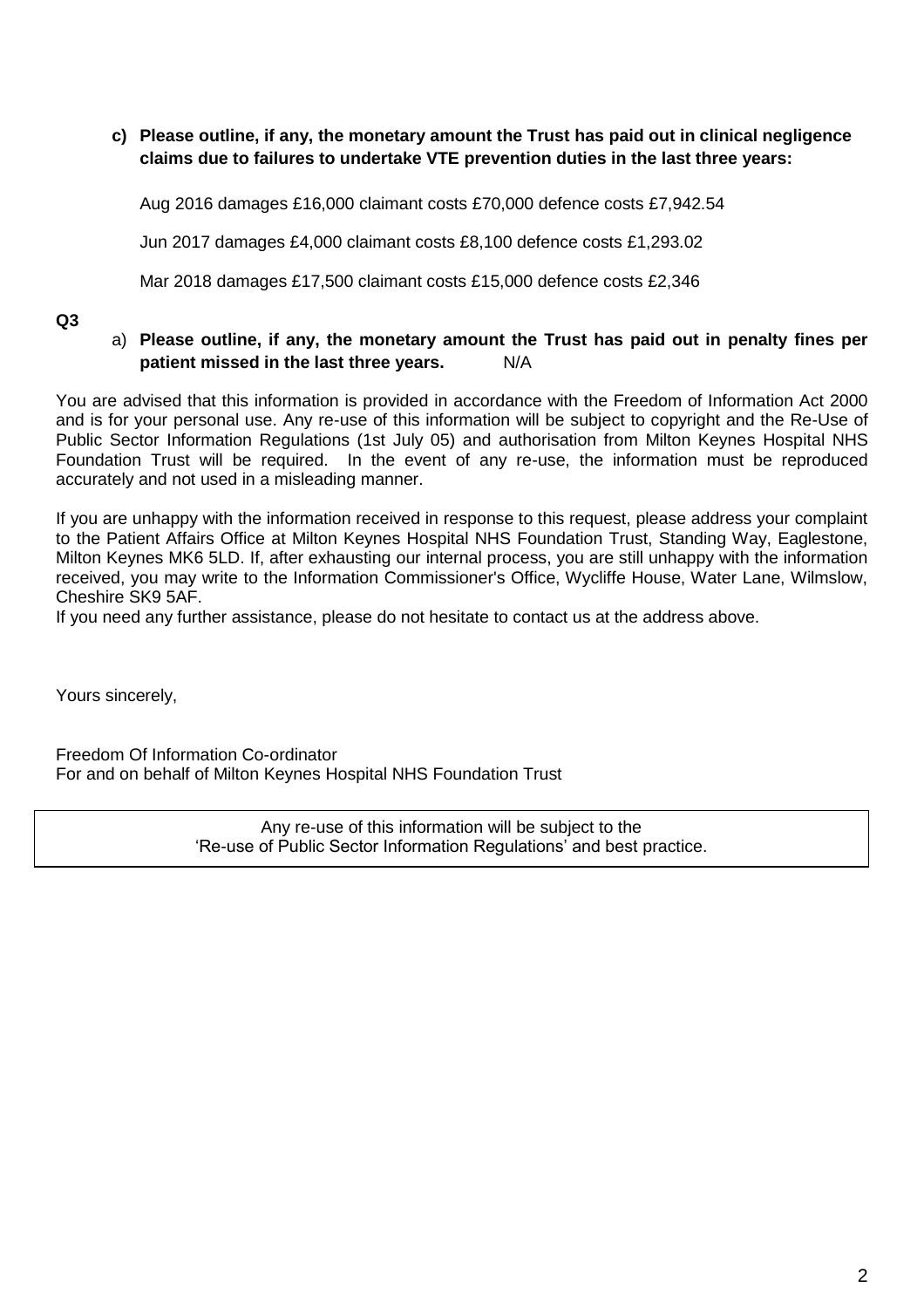**c) Please outline, if any, the monetary amount the Trust has paid out in clinical negligence claims due to failures to undertake VTE prevention duties in the last three years:**

Aug 2016 damages £16,000 claimant costs £70,000 defence costs £7,942.54

Jun 2017 damages £4,000 claimant costs £8,100 defence costs £1,293.02

Mar 2018 damages £17,500 claimant costs £15,000 defence costs £2,346

**Q3**

a) **Please outline, if any, the monetary amount the Trust has paid out in penalty fines per patient missed in the last three years.** N/A

You are advised that this information is provided in accordance with the Freedom of Information Act 2000 and is for your personal use. Any re-use of this information will be subject to copyright and the Re-Use of Public Sector Information Regulations (1st July 05) and authorisation from Milton Keynes Hospital NHS Foundation Trust will be required. In the event of any re-use, the information must be reproduced accurately and not used in a misleading manner.

If you are unhappy with the information received in response to this request, please address your complaint to the Patient Affairs Office at Milton Keynes Hospital NHS Foundation Trust, Standing Way, Eaglestone, Milton Keynes MK6 5LD. If, after exhausting our internal process, you are still unhappy with the information received, you may write to the Information Commissioner's Office, Wycliffe House, Water Lane, Wilmslow, Cheshire SK9 5AF.

If you need any further assistance, please do not hesitate to contact us at the address above.

Yours sincerely,

Freedom Of Information Co-ordinator
For and on behalf of Milton Keynes Hospital NHS Foundation Trust

Any re-use of this information will be subject to the
'Re-use of Public Sector Information Regulations' and best practice.